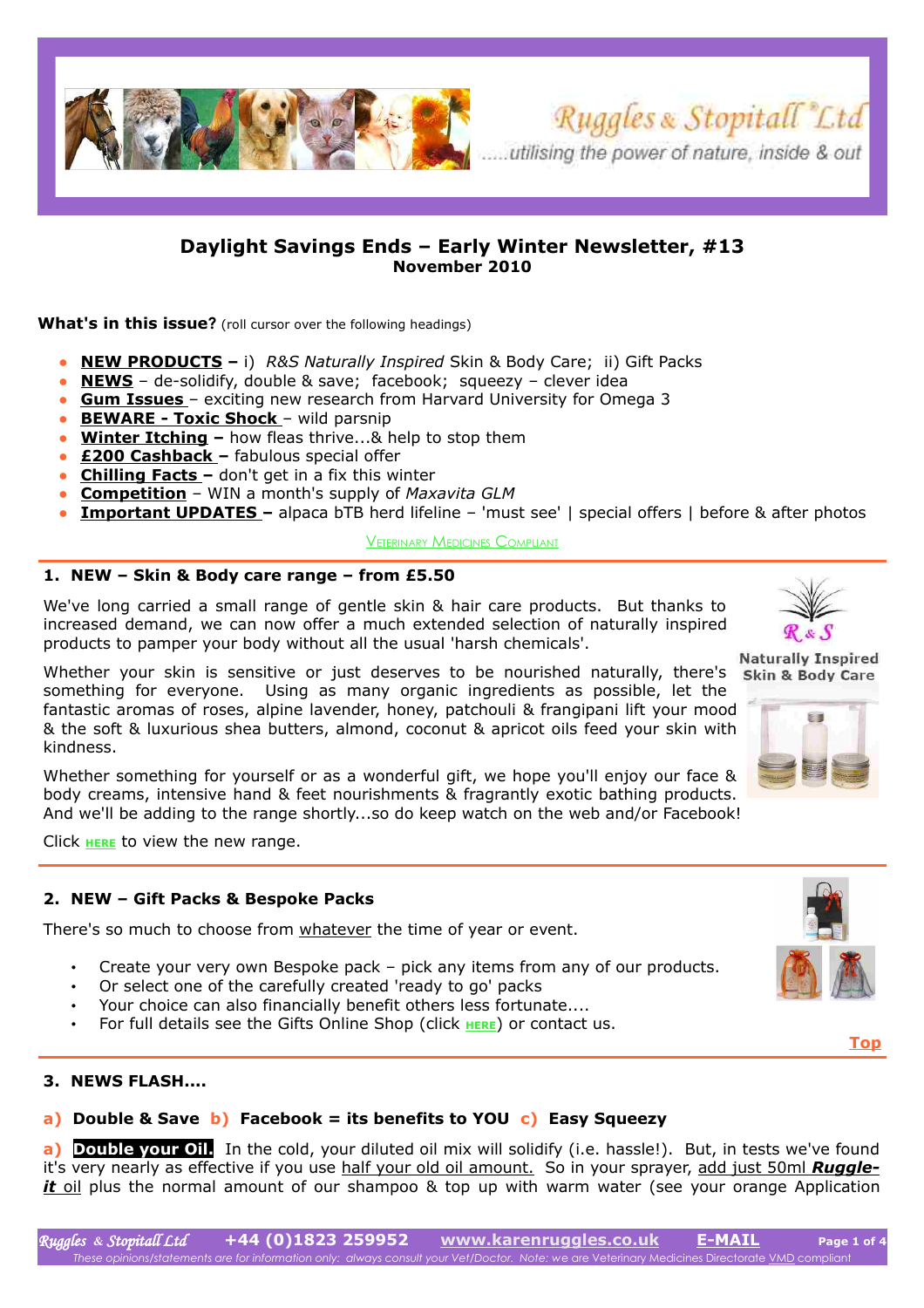Ruggles & Stopitall Ltd

.....utilising the power of nature, inside & out

# Daylight Savings Ends – Early Winter Newsletter, #13

**November 2010**

**What's in this issue?** (roll cursor over the following headings)

- **NEW PRODUCTS –** i) *R&S Naturally Inspired* Skin & Body Care; ii) Gift Packs
- **NEWS** – de-solidify, double & save; facebook; squeezy – clever idea
- **Gum Issues** – exciting new research from Harvard University for Omega 3
- **BEWARE - Toxic Shock** – wild parsnip
- **Winter Itching –** how fleas thrive...& help to stop them
- **£200 Cashback –** fabulous special offer
- **Chilling Facts –** don't get in a fix this winter
- **Competition** – WIN a month's supply of *Maxavita GLM*
- **Important UPDATES –** alpaca bTB herd lifeline – 'must see' | special offers | before & after photos

Veterinary Medicines Compliant

## 1. NEW – Skin & Body care range – from £5.50

R & S Naturally Inspired Skin & Body Care

We've long carried a small range of gentle skin & hair care products. But thanks to increased demand, we can now offer a much extended selection of naturally inspired products to pamper your body without all the usual 'harsh chemicals'.

Whether your skin is sensitive or just deserves to be nourished naturally, there's something for everyone. Using as many organic ingredients as possible, let the fantastic aromas of roses, alpine lavender, honey, patchouli & frangipani lift your mood & the soft & luxurious shea butters, almond, coconut & apricot oils feed your skin with kindness.

Whether something for yourself or as a wonderful gift, we hope you'll enjoy our face & body creams, intensive hand & feet nourishments & fragrantly exotic bathing products. And we'll be adding to the range shortly...so do keep watch on the web and/or Facebook!

Click HERE to view the new range.

## 2. NEW – Gift Packs & Bespoke Packs

There's so much to choose from whatever the time of year or event.

- Create your very own Bespoke pack – pick any items from any of our products.
- Or select one of the carefully created 'ready to go' packs
- Your choice can also financially benefit others less fortunate....
- For full details see the Gifts Online Shop (click HERE) or contact us.

Top

## 3. NEWS FLASH....

**a) Double & Save b) Facebook = its benefits to YOU c) Easy Squeezy**

**a) Double your Oil.** In the cold, your diluted oil mix will solidify (i.e. hassle!). But, in tests we've found it's very nearly as effective if you use half your old oil amount. So in your sprayer, add just 50ml ***Ruggle-it*** oil plus the normal amount of our shampoo & top up with warm water (see your orange Application

Ruggles & Stopitall Ltd +44 (0)1823 259952 www.karenruggles.co.uk E-MAIL

These opinions/statements are for information only: always consult your Vet/Doctor. Note: we are Veterinary Medicines Directorate VMD compliant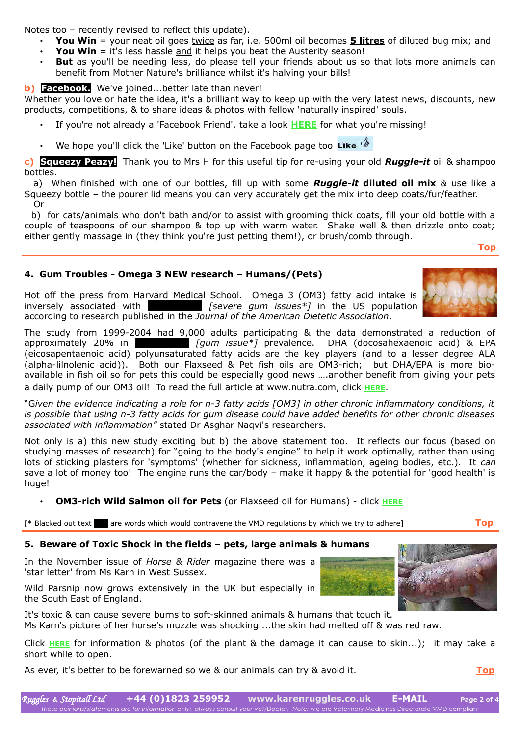Notes too – recently revised to reflect this update).

- **You Win** = your neat oil goes twice as far, i.e. 500ml oil becomes **5 litres** of diluted bug mix; and
- **You Win** = it's less hassle and it helps you beat the Austerity season!
- **But** as you'll be needing less, do please tell your friends about us so that lots more animals can benefit from Mother Nature's brilliance whilst it's halving your bills!

**b) Facebook.** We've joined...better late than never!

Whether you love or hate the idea, it's a brilliant way to keep up with the very latest news, discounts, new products, competitions, & to share ideas & photos with fellow 'naturally inspired' souls.

- If you're not already a 'Facebook Friend', take a look **HERE** for what you're missing!
- We hope you'll click the 'Like' button on the Facebook page too **Like**

**c) Squeezy Peazy!** Thank you to Mrs H for this useful tip for re-using your old ***Ruggle-it*** oil & shampoo bottles.

a) When finished with one of our bottles, fill up with some ***Ruggle-it* diluted oil mix** & use like a Squeezy bottle – the pourer lid means you can very accurately get the mix into deep coats/fur/feather.
Or

b) for cats/animals who don't bath and/or to assist with grooming thick coats, fill your old bottle with a couple of teaspoons of our shampoo & top up with warm water. Shake well & then drizzle onto coat; either gently massage in (they think you're just petting them!), or brush/comb through.

Top

## 4. Gum Troubles - Omega 3 NEW research – Humans/(Pets)

Hot off the press from Harvard Medical School. Omega 3 (OM3) fatty acid intake is inversely associated with ██████ *[severe gum issues*]* in the US population according to research published in the *Journal of the American Dietetic Association*.

The study from 1999-2004 had 9,000 adults participating & the data demonstrated a reduction of approximately 20% in ██████ *[gum issue*]* prevalence. DHA (docosahexaenoic acid) & EPA (eicosapentaenoic acid) polyunsaturated fatty acids are the key players (and to a lesser degree ALA (alpha-lilnolenic acid)). Both our Flaxseed & Pet fish oils are OM3-rich; but DHA/EPA is more bio-available in fish oil so for pets this could be especially good news ….another benefit from giving your pets a daily pump of our OM3 oil! To read the full article at www.nutra.com, click **HERE**.

"*Given the evidence indicating a role for n-3 fatty acids [OM3] in other chronic inflammatory conditions, it is possible that using n-3 fatty acids for gum disease could have added benefits for other chronic diseases associated with inflammation"* stated Dr Asghar Naqvi's researchers.

Not only is a) this new study exciting but b) the above statement too. It reflects our focus (based on studying masses of research) for "going to the body's engine" to help it work optimally, rather than using lots of sticking plasters for 'symptoms' (whether for sickness, inflammation, ageing bodies, etc.). It *can* save a lot of money too! The engine runs the car/body – make it happy & the potential for 'good health' is huge!

- **OM3-rich Wild Salmon oil for Pets** (or Flaxseed oil for Humans) - click **HERE**

[* Blacked out text ██ are words which would contravene the VMD regulations by which we try to adhere]

Top

## 5. Beware of Toxic Shock in the fields – pets, large animals & humans

In the November issue of *Horse & Rider* magazine there was a 'star letter' from Ms Karn in West Sussex.

Wild Parsnip now grows extensively in the UK but especially in the South East of England.

It's toxic & can cause severe burns to soft-skinned animals & humans that touch it.
Ms Karn's picture of her horse's muzzle was shocking....the skin had melted off & was red raw.

Click **HERE** for information & photos (of the plant & the damage it can cause to skin...); it may take a short while to open.

As ever, it's better to be forewarned so we & our animals can try & avoid it.

Top

*Ruggles & Stopitall Ltd* **+44 (0)1823 259952** **www.karenruggles.co.uk** **E-MAIL**

*These opinions/statements are for information only: always consult your Vet/Doctor. Note: we are Veterinary Medicines Directorate VMD compliant*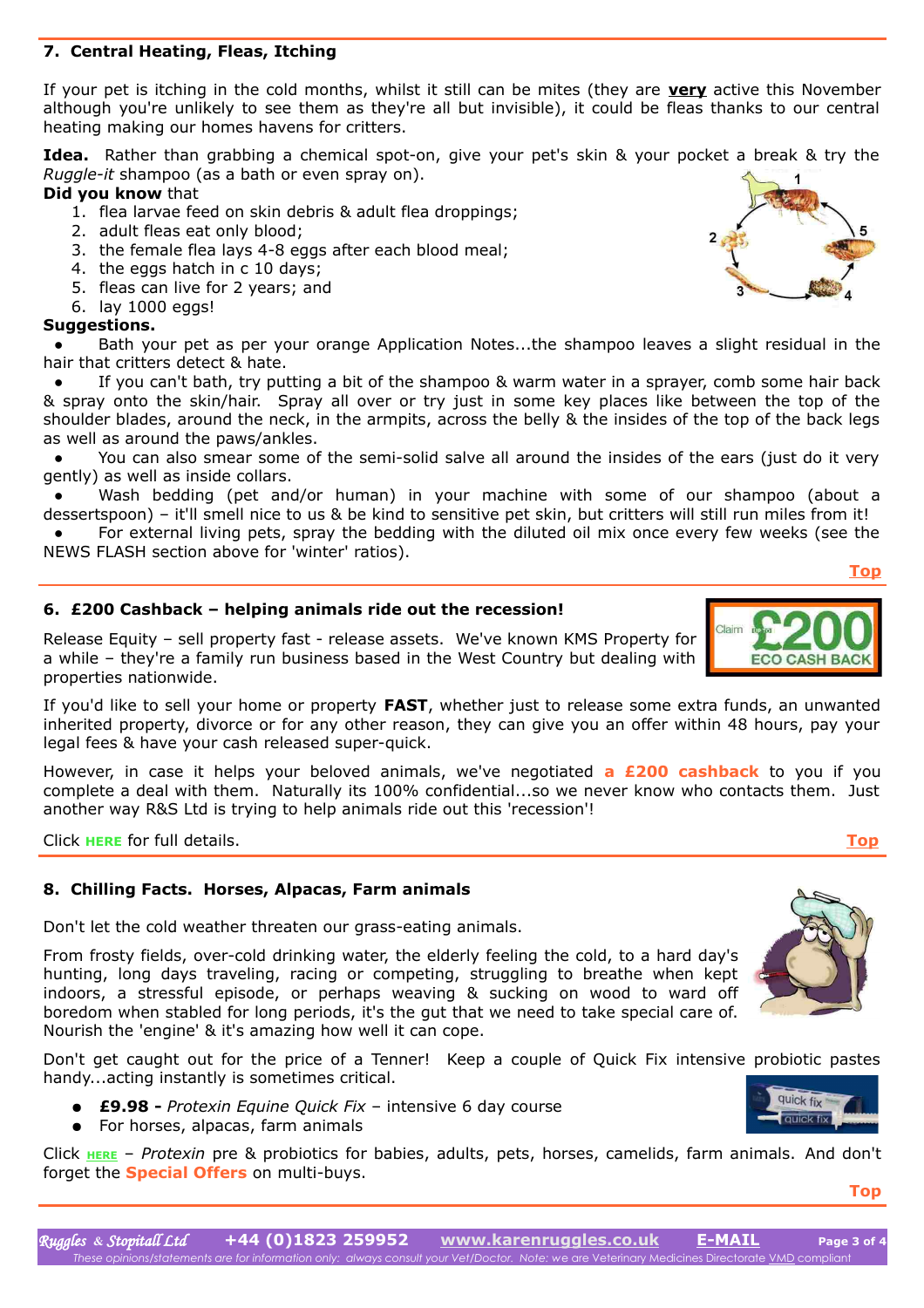## 7. Central Heating, Fleas, Itching

If your pet is itching in the cold months, whilst it still can be mites (they are **very** active this November although you're unlikely to see them as they're all but invisible), it could be fleas thanks to our central heating making our homes havens for critters.

**Idea.** Rather than grabbing a chemical spot-on, give your pet's skin & your pocket a break & try the *Ruggle-it* shampoo (as a bath or even spray on).

**Did you know** that

1. flea larvae feed on skin debris & adult flea droppings;
2. adult fleas eat only blood;
3. the female flea lays 4-8 eggs after each blood meal;
4. the eggs hatch in c 10 days;
5. fleas can live for 2 years; and
6. lay 1000 eggs!

**Suggestions.**

- Bath your pet as per your orange Application Notes...the shampoo leaves a slight residual in the hair that critters detect & hate.
- If you can't bath, try putting a bit of the shampoo & warm water in a sprayer, comb some hair back & spray onto the skin/hair. Spray all over or try just in some key places like between the top of the shoulder blades, around the neck, in the armpits, across the belly & the insides of the top of the back legs as well as around the paws/ankles.
- You can also smear some of the semi-solid salve all around the insides of the ears (just do it very gently) as well as inside collars.
- Wash bedding (pet and/or human) in your machine with some of our shampoo (about a dessertspoon) – it'll smell nice to us & be kind to sensitive pet skin, but critters will still run miles from it!
- For external living pets, spray the bedding with the diluted oil mix once every few weeks (see the NEWS FLASH section above for 'winter' ratios).

Top

## 6. £200 Cashback – helping animals ride out the recession!

Release Equity – sell property fast - release assets. We've known KMS Property for a while – they're a family run business based in the West Country but dealing with properties nationwide.

If you'd like to sell your home or property **FAST**, whether just to release some extra funds, an unwanted inherited property, divorce or for any other reason, they can give you an offer within 48 hours, pay your legal fees & have your cash released super-quick.

However, in case it helps your beloved animals, we've negotiated **a £200 cashback** to you if you complete a deal with them. Naturally its 100% confidential...so we never know who contacts them. Just another way R&S Ltd is trying to help animals ride out this 'recession'!

Click **HERE** for full details.

Top

## 8. Chilling Facts. Horses, Alpacas, Farm animals

Don't let the cold weather threaten our grass-eating animals.

From frosty fields, over-cold drinking water, the elderly feeling the cold, to a hard day's hunting, long days traveling, racing or competing, struggling to breathe when kept indoors, a stressful episode, or perhaps weaving & sucking on wood to ward off boredom when stabled for long periods, it's the gut that we need to take special care of. Nourish the 'engine' & it's amazing how well it can cope.

Don't get caught out for the price of a Tenner! Keep a couple of Quick Fix intensive probiotic pastes handy...acting instantly is sometimes critical.

- **£9.98 -** *Protexin Equine Quick Fix* – intensive 6 day course
- For horses, alpacas, farm animals

Click **HERE** – *Protexin* pre & probiotics for babies, adults, pets, horses, camelids, farm animals. And don't forget the **Special Offers** on multi-buys.

Top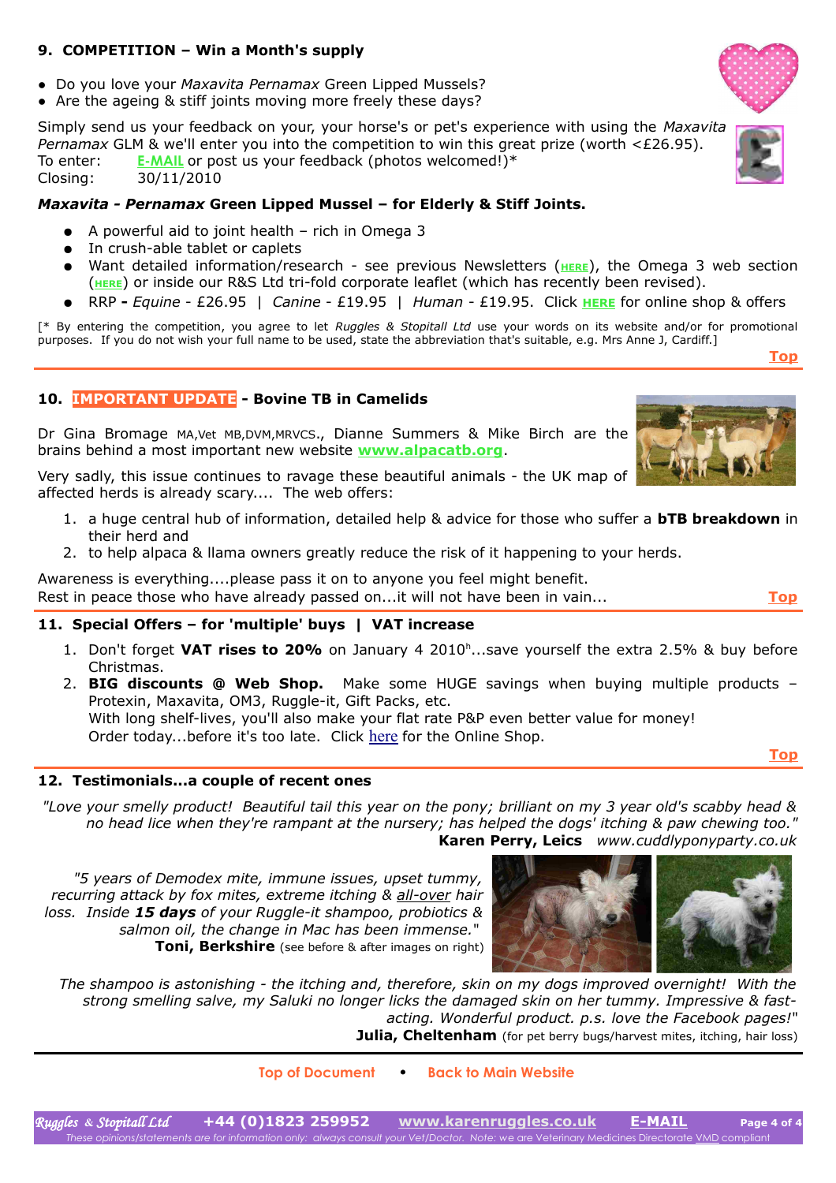## 9. COMPETITION – Win a Month's supply

- Do you love your *Maxavita Pernamax* Green Lipped Mussels?
- Are the ageing & stiff joints moving more freely these days?

Simply send us your feedback on your, your horse's or pet's experience with using the *Maxavita Pernamax* GLM & we'll enter you into the competition to win this great prize (worth <£26.95).
To enter: E-MAIL or post us your feedback (photos welcomed!)*
Closing: 30/11/2010

***Maxavita - Pernamax*** **Green Lipped Mussel – for Elderly & Stiff Joints.**

- A powerful aid to joint health – rich in Omega 3
- In crush-able tablet or caplets
- Want detailed information/research - see previous Newsletters (HERE), the Omega 3 web section (HERE) or inside our R&S Ltd tri-fold corporate leaflet (which has recently been revised).
- RRP **-** *Equine* - £26.95 | *Canine* - £19.95 | *Human* - £19.95. Click **HERE** for online shop & offers

[* By entering the competition, you agree to let *Ruggles & Stopitall Ltd* use your words on its website and/or for promotional purposes. If you do not wish your full name to be used, state the abbreviation that's suitable, e.g. Mrs Anne J, Cardiff.]

Top

## 10. IMPORTANT UPDATE - Bovine TB in Camelids

Dr Gina Bromage MA,Vet MB,DVM,MRVCS., Dianne Summers & Mike Birch are the brains behind a most important new website **www.alpacatb.org**.

Very sadly, this issue continues to ravage these beautiful animals - the UK map of affected herds is already scary.... The web offers:

1. a huge central hub of information, detailed help & advice for those who suffer a **bTB breakdown** in their herd and
2. to help alpaca & llama owners greatly reduce the risk of it happening to your herds.

Awareness is everything....please pass it on to anyone you feel might benefit.
Rest in peace those who have already passed on...it will not have been in vain...

Top

## 11. Special Offers – for 'multiple' buys | VAT increase

1. Don't forget **VAT rises to 20%** on January 4 2010h...save yourself the extra 2.5% & buy before Christmas.
2. **BIG discounts @ Web Shop.** Make some HUGE savings when buying multiple products – Protexin, Maxavita, OM3, Ruggle-it, Gift Packs, etc.
   With long shelf-lives, you'll also make your flat rate P&P even better value for money!
   Order today...before it's too late. Click here for the Online Shop.

Top

## 12. Testimonials...a couple of recent ones

*"Love your smelly product! Beautiful tail this year on the pony; brilliant on my 3 year old's scabby head & no head lice when they're rampant at the nursery; has helped the dogs' itching & paw chewing too."*
**Karen Perry, Leics** *www.cuddlyponyparty.co.uk*

*"5 years of Demodex mite, immune issues, upset tummy, recurring attack by fox mites, extreme itching & all-over hair loss. Inside **15 days** of your Ruggle-it shampoo, probiotics & salmon oil, the change in Mac has been immense."*
**Toni, Berkshire** (see before & after images on right)

*The shampoo is astonishing - the itching and, therefore, skin on my dogs improved overnight! With the strong smelling salve, my Saluki no longer licks the damaged skin on her tummy. Impressive & fast-acting. Wonderful product. p.s. love the Facebook pages!"*
**Julia, Cheltenham** (for pet berry bugs/harvest mites, itching, hair loss)

Top of Document • Back to Main Website

*Ruggles & Stopitall Ltd* +44 (0)1823 259952 www.karenruggles.co.uk E-MAIL
*These opinions/statements are for information only: always consult your Vet/Doctor. Note: we are Veterinary Medicines Directorate VMD compliant*